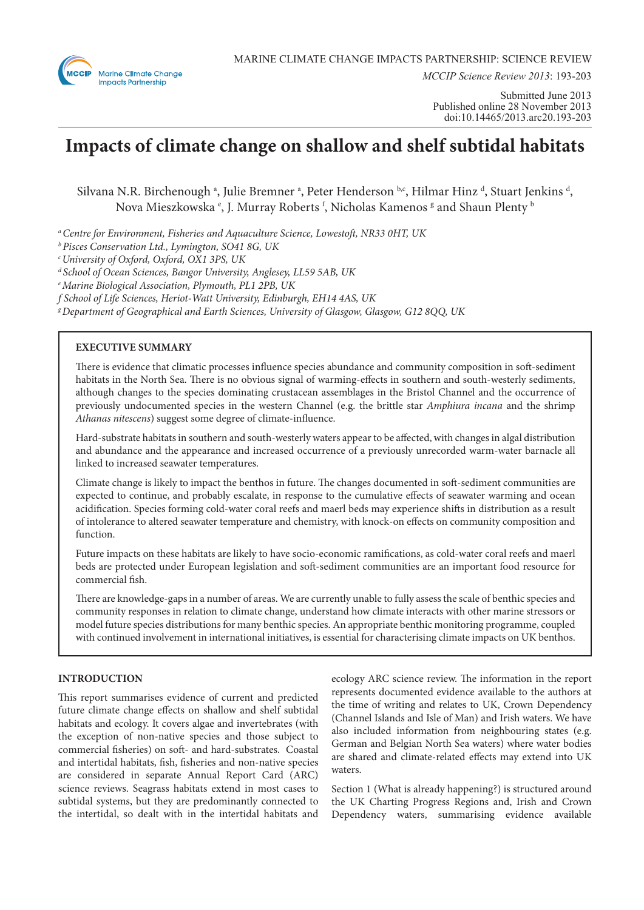MARINE CLIMATE CHANGE IMPACTS PARTNERSHIP: SCIENCE REVIEW

*MCCIP Science Review 2013*: 193-203

Submitted June 2013
Published online 28 November 2013
doi:10.14465/2013.arc20.193-203

# Impacts of climate change on shallow and shelf subtidal habitats

Silvana N.R. Birchenough [a], Julie Bremner [a], Peter Henderson [b,c], Hilmar Hinz [d], Stuart Jenkins [d], Nova Mieszkowska [e], J. Murray Roberts [f], Nicholas Kamenos [g] and Shaun Plenty [b]

[a] *Centre for Environment, Fisheries and Aquaculture Science, Lowestoft, NR33 0HT, UK*
[b] *Pisces Conservation Ltd., Lymington, SO41 8G, UK*
[c] *University of Oxford, Oxford, OX1 3PS, UK*
[d] *School of Ocean Sciences, Bangor University, Anglesey, LL59 5AB, UK*
[e] *Marine Biological Association, Plymouth, PL1 2PB, UK*
[f] *School of Life Sciences, Heriot-Watt University, Edinburgh, EH14 4AS, UK*
[g] *Department of Geographical and Earth Sciences, University of Glasgow, Glasgow, G12 8QQ, UK*

## EXECUTIVE SUMMARY

There is evidence that climatic processes influence species abundance and community composition in soft-sediment habitats in the North Sea. There is no obvious signal of warming-effects in southern and south-westerly sediments, although changes to the species dominating crustacean assemblages in the Bristol Channel and the occurrence of previously undocumented species in the western Channel (e.g. the brittle star *Amphiura incana* and the shrimp *Athanas nitescens*) suggest some degree of climate-influence.

Hard-substrate habitats in southern and south-westerly waters appear to be affected, with changes in algal distribution and abundance and the appearance and increased occurrence of a previously unrecorded warm-water barnacle all linked to increased seawater temperatures.

Climate change is likely to impact the benthos in future. The changes documented in soft-sediment communities are expected to continue, and probably escalate, in response to the cumulative effects of seawater warming and ocean acidification. Species forming cold-water coral reefs and maerl beds may experience shifts in distribution as a result of intolerance to altered seawater temperature and chemistry, with knock-on effects on community composition and function.

Future impacts on these habitats are likely to have socio-economic ramifications, as cold-water coral reefs and maerl beds are protected under European legislation and soft-sediment communities are an important food resource for commercial fish.

There are knowledge-gaps in a number of areas. We are currently unable to fully assess the scale of benthic species and community responses in relation to climate change, understand how climate interacts with other marine stressors or model future species distributions for many benthic species. An appropriate benthic monitoring programme, coupled with continued involvement in international initiatives, is essential for characterising climate impacts on UK benthos.

## INTRODUCTION

This report summarises evidence of current and predicted future climate change effects on shallow and shelf subtidal habitats and ecology. It covers algae and invertebrates (with the exception of non-native species and those subject to commercial fisheries) on soft- and hard-substrates. Coastal and intertidal habitats, fish, fisheries and non-native species are considered in separate Annual Report Card (ARC) science reviews. Seagrass habitats extend in most cases to subtidal systems, but they are predominantly connected to the intertidal, so dealt with in the intertidal habitats and ecology ARC science review. The information in the report represents documented evidence available to the authors at the time of writing and relates to UK, Crown Dependency (Channel Islands and Isle of Man) and Irish waters. We have also included information from neighbouring states (e.g. German and Belgian North Sea waters) where water bodies are shared and climate-related effects may extend into UK waters.

Section 1 (What is already happening?) is structured around the UK Charting Progress Regions and, Irish and Crown Dependency waters, summarising evidence available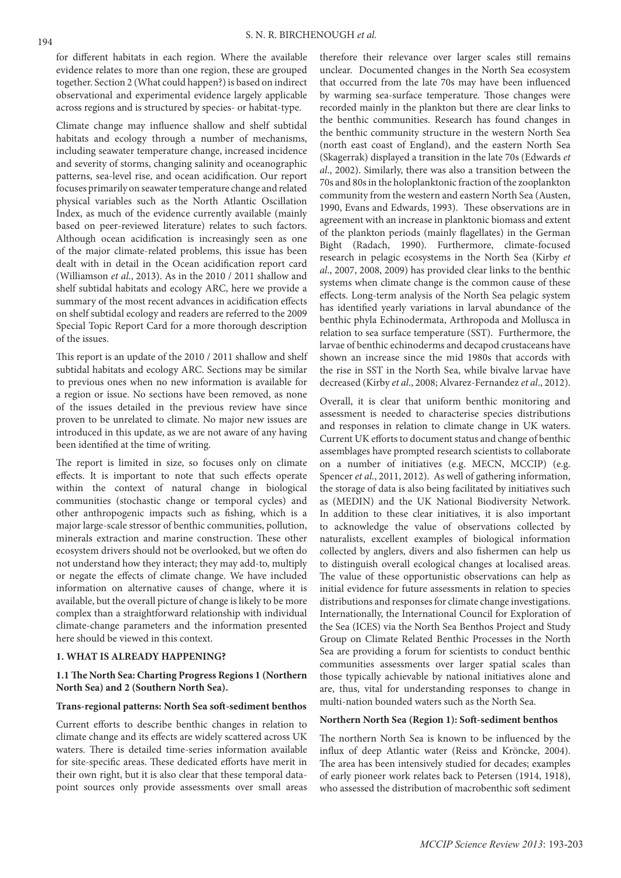for different habitats in each region. Where the available evidence relates to more than one region, these are grouped together. Section 2 (What could happen?) is based on indirect observational and experimental evidence largely applicable across regions and is structured by species- or habitat-type.

Climate change may influence shallow and shelf subtidal habitats and ecology through a number of mechanisms, including seawater temperature change, increased incidence and severity of storms, changing salinity and oceanographic patterns, sea-level rise, and ocean acidification. Our report focuses primarily on seawater temperature change and related physical variables such as the North Atlantic Oscillation Index, as much of the evidence currently available (mainly based on peer-reviewed literature) relates to such factors. Although ocean acidification is increasingly seen as one of the major climate-related problems, this issue has been dealt with in detail in the Ocean acidification report card (Williamson *et al*., 2013). As in the 2010 / 2011 shallow and shelf subtidal habitats and ecology ARC, here we provide a summary of the most recent advances in acidification effects on shelf subtidal ecology and readers are referred to the 2009 Special Topic Report Card for a more thorough description of the issues.

This report is an update of the 2010 / 2011 shallow and shelf subtidal habitats and ecology ARC. Sections may be similar to previous ones when no new information is available for a region or issue. No sections have been removed, as none of the issues detailed in the previous review have since proven to be unrelated to climate. No major new issues are introduced in this update, as we are not aware of any having been identified at the time of writing.

The report is limited in size, so focuses only on climate effects. It is important to note that such effects operate within the context of natural change in biological communities (stochastic change or temporal cycles) and other anthropogenic impacts such as fishing, which is a major large-scale stressor of benthic communities, pollution, minerals extraction and marine construction. These other ecosystem drivers should not be overlooked, but we often do not understand how they interact; they may add-to, multiply or negate the effects of climate change. We have included information on alternative causes of change, where it is available, but the overall picture of change is likely to be more complex than a straightforward relationship with individual climate-change parameters and the information presented here should be viewed in this context.

## 1. WHAT IS ALREADY HAPPENING?

### 1.1 The North Sea: Charting Progress Regions 1 (Northern North Sea) and 2 (Southern North Sea).

**Trans-regional patterns: North Sea soft-sediment benthos**

Current efforts to describe benthic changes in relation to climate change and its effects are widely scattered across UK waters. There is detailed time-series information available for site-specific areas. These dedicated efforts have merit in their own right, but it is also clear that these temporal data-point sources only provide assessments over small areas therefore their relevance over larger scales still remains unclear. Documented changes in the North Sea ecosystem that occurred from the late 70s may have been influenced by warming sea-surface temperature. Those changes were recorded mainly in the plankton but there are clear links to the benthic communities. Research has found changes in the benthic community structure in the western North Sea (north east coast of England), and the eastern North Sea (Skagerrak) displayed a transition in the late 70s (Edwards *et al*., 2002). Similarly, there was also a transition between the 70s and 80s in the holoplanktonic fraction of the zooplankton community from the western and eastern North Sea (Austen, 1990, Evans and Edwards, 1993). These observations are in agreement with an increase in planktonic biomass and extent of the plankton periods (mainly flagellates) in the German Bight (Radach, 1990). Furthermore, climate-focused research in pelagic ecosystems in the North Sea (Kirby *et al*., 2007, 2008, 2009) has provided clear links to the benthic systems when climate change is the common cause of these effects. Long-term analysis of the North Sea pelagic system has identified yearly variations in larval abundance of the benthic phyla Echinodermata, Arthropoda and Mollusca in relation to sea surface temperature (SST). Furthermore, the larvae of benthic echinoderms and decapod crustaceans have shown an increase since the mid 1980s that accords with the rise in SST in the North Sea, while bivalve larvae have decreased (Kirby *et al*., 2008; Alvarez-Fernandez *et al*., 2012).

Overall, it is clear that uniform benthic monitoring and assessment is needed to characterise species distributions and responses in relation to climate change in UK waters. Current UK efforts to document status and change of benthic assemblages have prompted research scientists to collaborate on a number of initiatives (e.g. MECN, MCCIP) (e.g. Spencer *et al*., 2011, 2012). As well of gathering information, the storage of data is also being facilitated by initiatives such as (MEDIN) and the UK National Biodiversity Network. In addition to these clear initiatives, it is also important to acknowledge the value of observations collected by naturalists, excellent examples of biological information collected by anglers, divers and also fishermen can help us to distinguish overall ecological changes at localised areas. The value of these opportunistic observations can help as initial evidence for future assessments in relation to species distributions and responses for climate change investigations. Internationally, the International Council for Exploration of the Sea (ICES) via the North Sea Benthos Project and Study Group on Climate Related Benthic Processes in the North Sea are providing a forum for scientists to conduct benthic communities assessments over larger spatial scales than those typically achievable by national initiatives alone and are, thus, vital for understanding responses to change in multi-nation bounded waters such as the North Sea.

**Northern North Sea (Region 1): Soft-sediment benthos**

The northern North Sea is known to be influenced by the influx of deep Atlantic water (Reiss and Kröncke, 2004). The area has been intensively studied for decades; examples of early pioneer work relates back to Petersen (1914, 1918), who assessed the distribution of macrobenthic soft sediment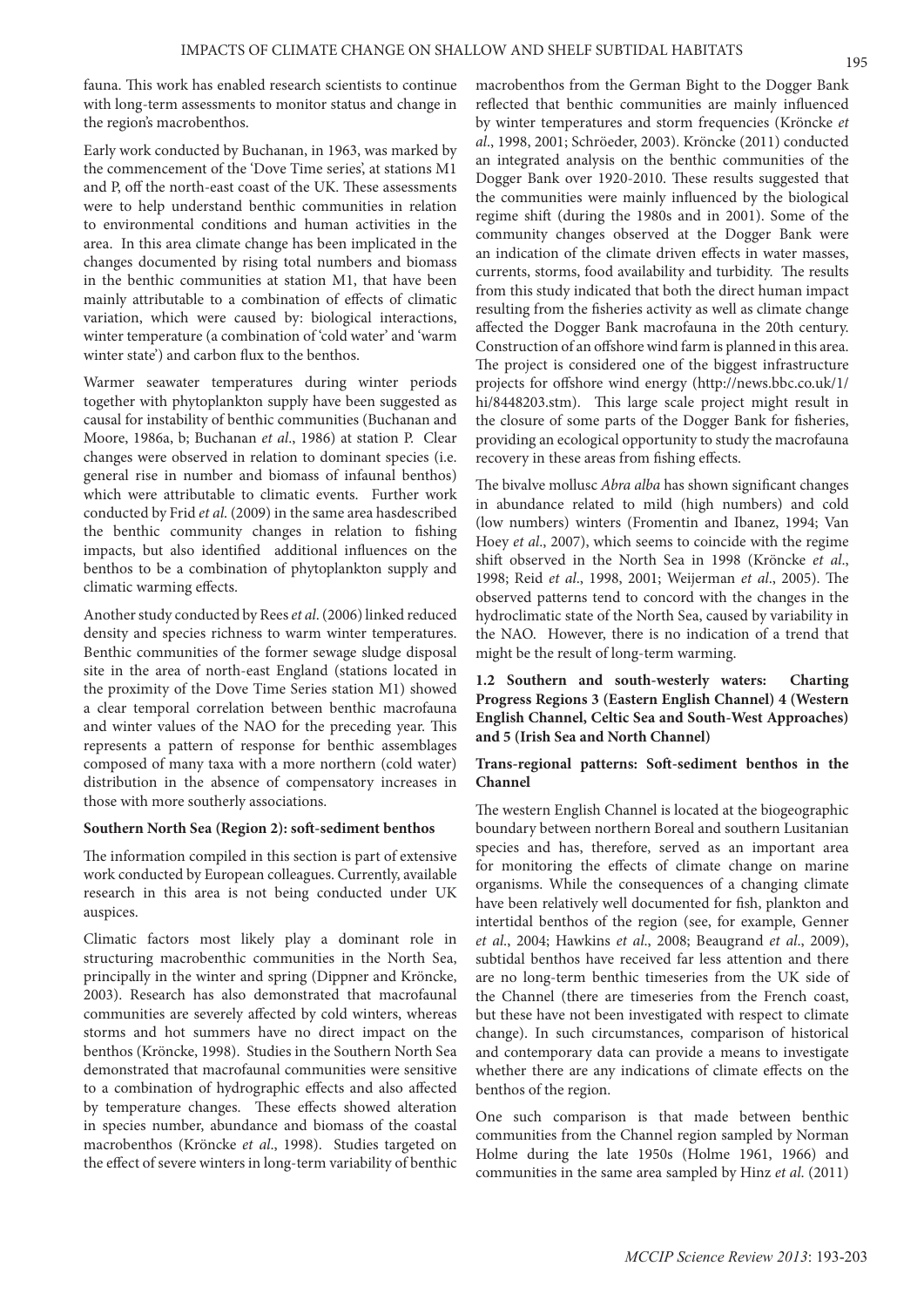fauna. This work has enabled research scientists to continue with long-term assessments to monitor status and change in the region's macrobenthos.

Early work conducted by Buchanan, in 1963, was marked by the commencement of the 'Dove Time series', at stations M1 and P, off the north-east coast of the UK. These assessments were to help understand benthic communities in relation to environmental conditions and human activities in the area. In this area climate change has been implicated in the changes documented by rising total numbers and biomass in the benthic communities at station M1, that have been mainly attributable to a combination of effects of climatic variation, which were caused by: biological interactions, winter temperature (a combination of 'cold water' and 'warm winter state') and carbon flux to the benthos.

Warmer seawater temperatures during winter periods together with phytoplankton supply have been suggested as causal for instability of benthic communities (Buchanan and Moore, 1986a, b; Buchanan *et al*., 1986) at station P. Clear changes were observed in relation to dominant species (i.e. general rise in number and biomass of infaunal benthos) which were attributable to climatic events. Further work conducted by Frid *et al*. (2009) in the same area hasdescribed the benthic community changes in relation to fishing impacts, but also identified additional influences on the benthos to be a combination of phytoplankton supply and climatic warming effects.

Another study conducted by Rees *et al*. (2006) linked reduced density and species richness to warm winter temperatures. Benthic communities of the former sewage sludge disposal site in the area of north-east England (stations located in the proximity of the Dove Time Series station M1) showed a clear temporal correlation between benthic macrofauna and winter values of the NAO for the preceding year. This represents a pattern of response for benthic assemblages composed of many taxa with a more northern (cold water) distribution in the absence of compensatory increases in those with more southerly associations.

**Southern North Sea (Region 2): soft-sediment benthos**

The information compiled in this section is part of extensive work conducted by European colleagues. Currently, available research in this area is not being conducted under UK auspices.

Climatic factors most likely play a dominant role in structuring macrobenthic communities in the North Sea, principally in the winter and spring (Dippner and Kröncke, 2003). Research has also demonstrated that macrofaunal communities are severely affected by cold winters, whereas storms and hot summers have no direct impact on the benthos (Kröncke, 1998). Studies in the Southern North Sea demonstrated that macrofaunal communities were sensitive to a combination of hydrographic effects and also affected by temperature changes. These effects showed alteration in species number, abundance and biomass of the coastal macrobenthos (Kröncke *et al*., 1998). Studies targeted on the effect of severe winters in long-term variability of benthic macrobenthos from the German Bight to the Dogger Bank reflected that benthic communities are mainly influenced by winter temperatures and storm frequencies (Kröncke *et al*., 1998, 2001; Schröeder, 2003). Kröncke (2011) conducted an integrated analysis on the benthic communities of the Dogger Bank over 1920-2010. These results suggested that the communities were mainly influenced by the biological regime shift (during the 1980s and in 2001). Some of the community changes observed at the Dogger Bank were an indication of the climate driven effects in water masses, currents, storms, food availability and turbidity. The results from this study indicated that both the direct human impact resulting from the fisheries activity as well as climate change affected the Dogger Bank macrofauna in the 20th century. Construction of an offshore wind farm is planned in this area. The project is considered one of the biggest infrastructure projects for offshore wind energy (http://news.bbc.co.uk/1/hi/8448203.stm). This large scale project might result in the closure of some parts of the Dogger Bank for fisheries, providing an ecological opportunity to study the macrofauna recovery in these areas from fishing effects.

The bivalve mollusc *Abra alba* has shown significant changes in abundance related to mild (high numbers) and cold (low numbers) winters (Fromentin and Ibanez, 1994; Van Hoey *et al*., 2007), which seems to coincide with the regime shift observed in the North Sea in 1998 (Kröncke *et al*., 1998; Reid *et al*., 1998, 2001; Weijerman *et al*., 2005). The observed patterns tend to concord with the changes in the hydroclimatic state of the North Sea, caused by variability in the NAO. However, there is no indication of a trend that might be the result of long-term warming.

**1.2 Southern and south-westerly waters: Charting Progress Regions 3 (Eastern English Channel) 4 (Western English Channel, Celtic Sea and South-West Approaches) and 5 (Irish Sea and North Channel)**

**Trans-regional patterns: Soft-sediment benthos in the Channel**

The western English Channel is located at the biogeographic boundary between northern Boreal and southern Lusitanian species and has, therefore, served as an important area for monitoring the effects of climate change on marine organisms. While the consequences of a changing climate have been relatively well documented for fish, plankton and intertidal benthos of the region (see, for example, Genner *et al*., 2004; Hawkins *et al*., 2008; Beaugrand *et al*., 2009), subtidal benthos have received far less attention and there are no long-term benthic timeseries from the UK side of the Channel (there are timeseries from the French coast, but these have not been investigated with respect to climate change). In such circumstances, comparison of historical and contemporary data can provide a means to investigate whether there are any indications of climate effects on the benthos of the region.

One such comparison is that made between benthic communities from the Channel region sampled by Norman Holme during the late 1950s (Holme 1961, 1966) and communities in the same area sampled by Hinz *et al*. (2011)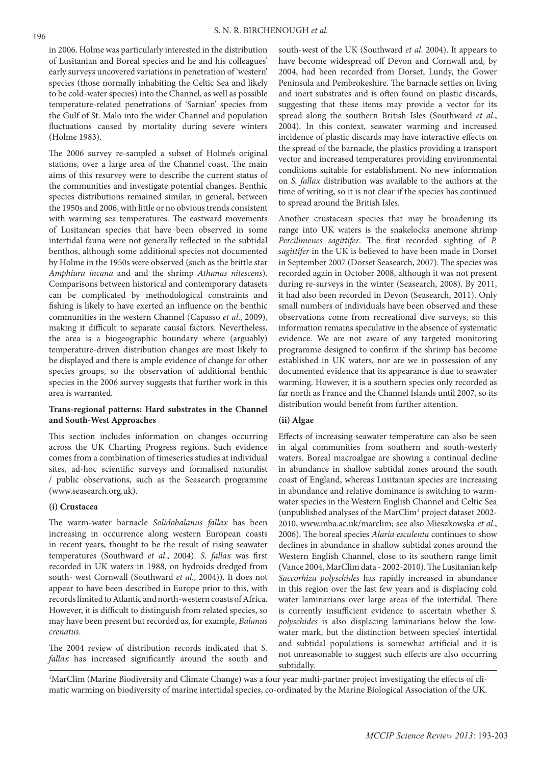in 2006. Holme was particularly interested in the distribution of Lusitanian and Boreal species and he and his colleagues' early surveys uncovered variations in penetration of 'western' species (those normally inhabiting the Celtic Sea and likely to be cold-water species) into the Channel, as well as possible temperature-related penetrations of 'Sarnian' species from the Gulf of St. Malo into the wider Channel and population fluctuations caused by mortality during severe winters (Holme 1983).

The 2006 survey re-sampled a subset of Holme's original stations, over a large area of the Channel coast. The main aims of this resurvey were to describe the current status of the communities and investigate potential changes. Benthic species distributions remained similar, in general, between the 1950s and 2006, with little or no obvious trends consistent with warming sea temperatures. The eastward movements of Lusitanean species that have been observed in some intertidal fauna were not generally reflected in the subtidal benthos, although some additional species not documented by Holme in the 1950s were observed (such as the brittle star *Amphiura incana* and and the shrimp *Athanas nitescens*). Comparisons between historical and contemporary datasets can be complicated by methodological constraints and fishing is likely to have exerted an influence on the benthic communities in the western Channel (Capasso *et al*., 2009), making it difficult to separate causal factors. Nevertheless, the area is a biogeographic boundary where (arguably) temperature-driven distribution changes are most likely to be displayed and there is ample evidence of change for other species groups, so the observation of additional benthic species in the 2006 survey suggests that further work in this area is warranted.

### Trans-regional patterns: Hard substrates in the Channel and South-West Approaches

This section includes information on changes occurring across the UK Charting Progress regions. Such evidence comes from a combination of timeseries studies at individual sites, ad-hoc scientific surveys and formalised naturalist / public observations, such as the Seasearch programme (www.seasearch.org.uk).

#### (i) Crustacea

The warm-water barnacle *Solidobalanus fallax* has been increasing in occurrence along western European coasts in recent years, thought to be the result of rising seawater temperatures (Southward *et al*., 2004). *S. fallax* was first recorded in UK waters in 1988, on hydroids dredged from south- west Cornwall (Southward *et al*., 2004)). It does not appear to have been described in Europe prior to this, with records limited to Atlantic and north-western coasts of Africa. However, it is difficult to distinguish from related species, so may have been present but recorded as, for example, *Balanus crenatus*.

The 2004 review of distribution records indicated that *S. fallax* has increased significantly around the south and south-west of the UK (Southward *et al*. 2004). It appears to have become widespread off Devon and Cornwall and, by 2004, had been recorded from Dorset, Lundy, the Gower Peninsula and Pembrokeshire. The barnacle settles on living and inert substrates and is often found on plastic discards, suggesting that these items may provide a vector for its spread along the southern British Isles (Southward *et al*., 2004). In this context, seawater warming and increased incidence of plastic discards may have interactive effects on the spread of the barnacle, the plastics providing a transport vector and increased temperatures providing environmental conditions suitable for establishment. No new information on *S. fallax* distribution was available to the authors at the time of writing, so it is not clear if the species has continued to spread around the British Isles.

Another crustacean species that may be broadening its range into UK waters is the snakelocks anemone shrimp *Percilimenes sagittifer*. The first recorded sighting of *P. sagittifer* in the UK is believed to have been made in Dorset in September 2007 (Dorset Seasearch, 2007). The species was recorded again in October 2008, although it was not present during re-surveys in the winter (Seasearch, 2008). By 2011, it had also been recorded in Devon (Seasearch, 2011). Only small numbers of individuals have been observed and these observations come from recreational dive surveys, so this information remains speculative in the absence of systematic evidence. We are not aware of any targeted monitoring programme designed to confirm if the shrimp has become established in UK waters, nor are we in possession of any documented evidence that its appearance is due to seawater warming. However, it is a southern species only recorded as far north as France and the Channel Islands until 2007, so its distribution would benefit from further attention.

#### (ii) Algae

Effects of increasing seawater temperature can also be seen in algal communities from southern and south-westerly waters. Boreal macroalgae are showing a continual decline in abundance in shallow subtidal zones around the south coast of England, whereas Lusitanian species are increasing in abundance and relative dominance is switching to warm-water species in the Western English Channel and Celtic Sea (unpublished analyses of the MarClim[1] project dataset 2002-2010, www.mba.ac.uk/marclim; see also Mieszkowska *et al*., 2006). The boreal species *Alaria esculenta* continues to show declines in abundance in shallow subtidal zones around the Western English Channel, close to its southern range limit (Vance 2004, MarClim data - 2002-2010). The Lusitanian kelp *Saccorhiza polyschides* has rapidly increased in abundance in this region over the last few years and is displacing cold water laminarians over large areas of the intertidal. There is currently insufficient evidence to ascertain whether *S. polyschides* is also displacing laminarians below the low-water mark, but the distinction between species' intertidal and subtidal populations is somewhat artificial and it is not unreasonable to suggest such effects are also occurring subtidally.

[1]MarClim (Marine Biodiversity and Climate Change) was a four year multi-partner project investigating the effects of climatic warming on biodiversity of marine intertidal species, co-ordinated by the Marine Biological Association of the UK.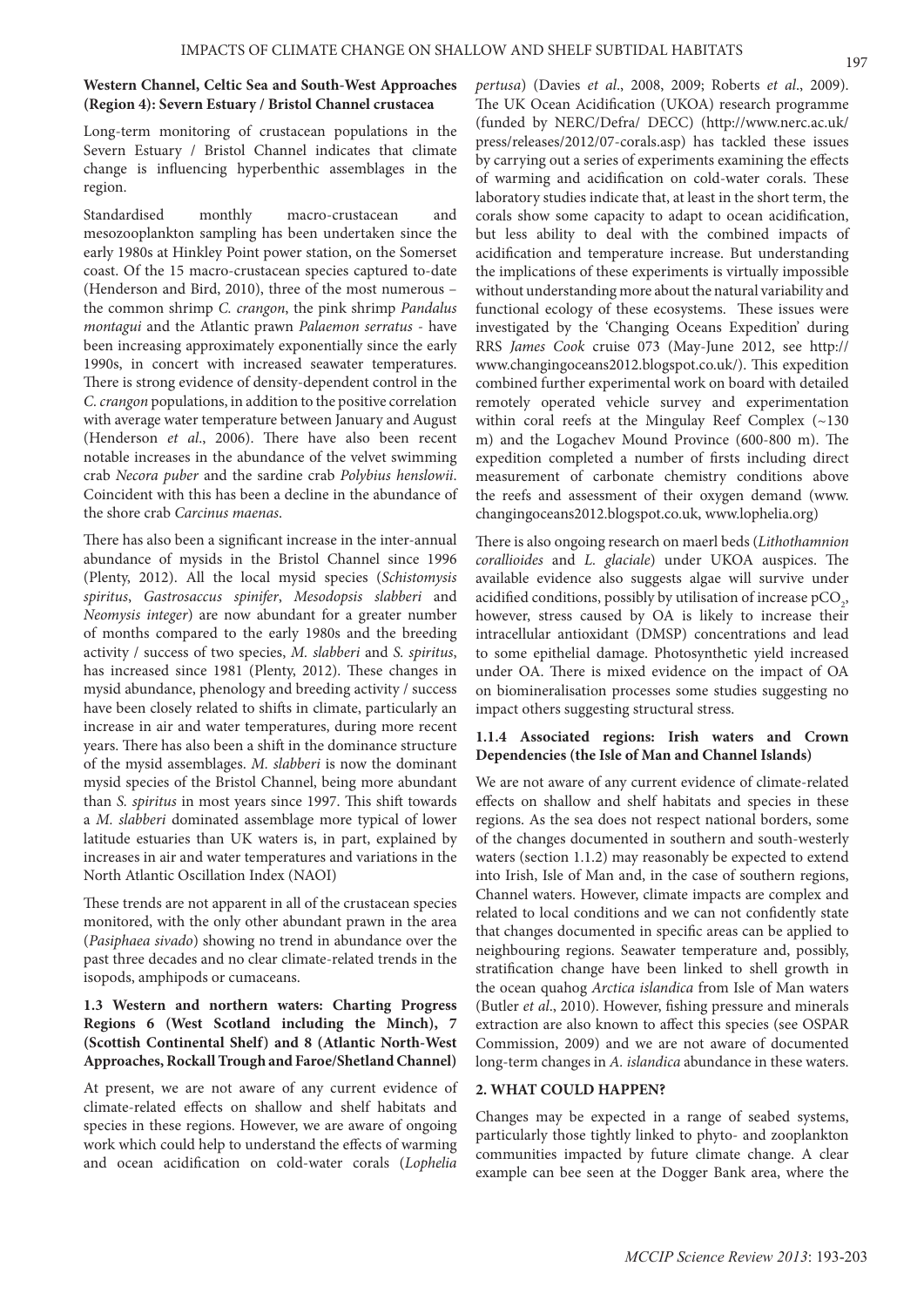#### Western Channel, Celtic Sea and South-West Approaches (Region 4): Severn Estuary / Bristol Channel crustacea

Long-term monitoring of crustacean populations in the Severn Estuary / Bristol Channel indicates that climate change is influencing hyperbenthic assemblages in the region.

Standardised monthly macro-crustacean and mesozooplankton sampling has been undertaken since the early 1980s at Hinkley Point power station, on the Somerset coast. Of the 15 macro-crustacean species captured to-date (Henderson and Bird, 2010), three of the most numerous – the common shrimp *C. crangon*, the pink shrimp *Pandalus montagui* and the Atlantic prawn *Palaemon serratus* - have been increasing approximately exponentially since the early 1990s, in concert with increased seawater temperatures. There is strong evidence of density-dependent control in the *C. crangon* populations, in addition to the positive correlation with average water temperature between January and August (Henderson *et al*., 2006). There have also been recent notable increases in the abundance of the velvet swimming crab *Necora puber* and the sardine crab *Polybius henslowii*. Coincident with this has been a decline in the abundance of the shore crab *Carcinus maenas*.

There has also been a significant increase in the inter-annual abundance of mysids in the Bristol Channel since 1996 (Plenty, 2012). All the local mysid species (*Schistomysis spiritus*, *Gastrosaccus spinifer*, *Mesodopsis slabberi* and *Neomysis integer*) are now abundant for a greater number of months compared to the early 1980s and the breeding activity / success of two species, *M. slabberi* and *S. spiritus*, has increased since 1981 (Plenty, 2012). These changes in mysid abundance, phenology and breeding activity / success have been closely related to shifts in climate, particularly an increase in air and water temperatures, during more recent years. There has also been a shift in the dominance structure of the mysid assemblages. *M. slabberi* is now the dominant mysid species of the Bristol Channel, being more abundant than *S. spiritus* in most years since 1997. This shift towards a *M. slabberi* dominated assemblage more typical of lower latitude estuaries than UK waters is, in part, explained by increases in air and water temperatures and variations in the North Atlantic Oscillation Index (NAOI)

These trends are not apparent in all of the crustacean species monitored, with the only other abundant prawn in the area (*Pasiphaea sivado*) showing no trend in abundance over the past three decades and no clear climate-related trends in the isopods, amphipods or cumaceans.

### 1.3 Western and northern waters: Charting Progress Regions 6 (West Scotland including the Minch), 7 (Scottish Continental Shelf) and 8 (Atlantic North-West Approaches, Rockall Trough and Faroe/Shetland Channel)

At present, we are not aware of any current evidence of climate-related effects on shallow and shelf habitats and species in these regions. However, we are aware of ongoing work which could help to understand the effects of warming and ocean acidification on cold-water corals (*Lophelia pertusa*) (Davies *et al*., 2008, 2009; Roberts *et al*., 2009). The UK Ocean Acidification (UKOA) research programme (funded by NERC/Defra/ DECC) (http://www.nerc.ac.uk/press/releases/2012/07-corals.asp) has tackled these issues by carrying out a series of experiments examining the effects of warming and acidification on cold-water corals. These laboratory studies indicate that, at least in the short term, the corals show some capacity to adapt to ocean acidification, but less ability to deal with the combined impacts of acidification and temperature increase. But understanding the implications of these experiments is virtually impossible without understanding more about the natural variability and functional ecology of these ecosystems. These issues were investigated by the 'Changing Oceans Expedition' during RRS *James Cook* cruise 073 (May-June 2012, see http://www.changingoceans2012.blogspot.co.uk/). This expedition combined further experimental work on board with detailed remotely operated vehicle survey and experimentation within coral reefs at the Mingulay Reef Complex (~130 m) and the Logachev Mound Province (600-800 m). The expedition completed a number of firsts including direct measurement of carbonate chemistry conditions above the reefs and assessment of their oxygen demand (www.changingoceans2012.blogspot.co.uk, www.lophelia.org)

There is also ongoing research on maerl beds (*Lithothamnion corallioides* and *L. glaciale*) under UKOA auspices. The available evidence also suggests algae will survive under acidified conditions, possibly by utilisation of increase $pCO_2$, however, stress caused by OA is likely to increase their intracellular antioxidant (DMSP) concentrations and lead to some epithelial damage. Photosynthetic yield increased under OA. There is mixed evidence on the impact of OA on biomineralisation processes some studies suggesting no impact others suggesting structural stress.

### 1.1.4 Associated regions: Irish waters and Crown Dependencies (the Isle of Man and Channel Islands)

We are not aware of any current evidence of climate-related effects on shallow and shelf habitats and species in these regions. As the sea does not respect national borders, some of the changes documented in southern and south-westerly waters (section 1.1.2) may reasonably be expected to extend into Irish, Isle of Man and, in the case of southern regions, Channel waters. However, climate impacts are complex and related to local conditions and we can not confidently state that changes documented in specific areas can be applied to neighbouring regions. Seawater temperature and, possibly, stratification change have been linked to shell growth in the ocean quahog *Arctica islandica* from Isle of Man waters (Butler *et al*., 2010). However, fishing pressure and minerals extraction are also known to affect this species (see OSPAR Commission, 2009) and we are not aware of documented long-term changes in *A. islandica* abundance in these waters.

## 2. WHAT COULD HAPPEN?

Changes may be expected in a range of seabed systems, particularly those tightly linked to phyto- and zooplankton communities impacted by future climate change. A clear example can bee seen at the Dogger Bank area, where the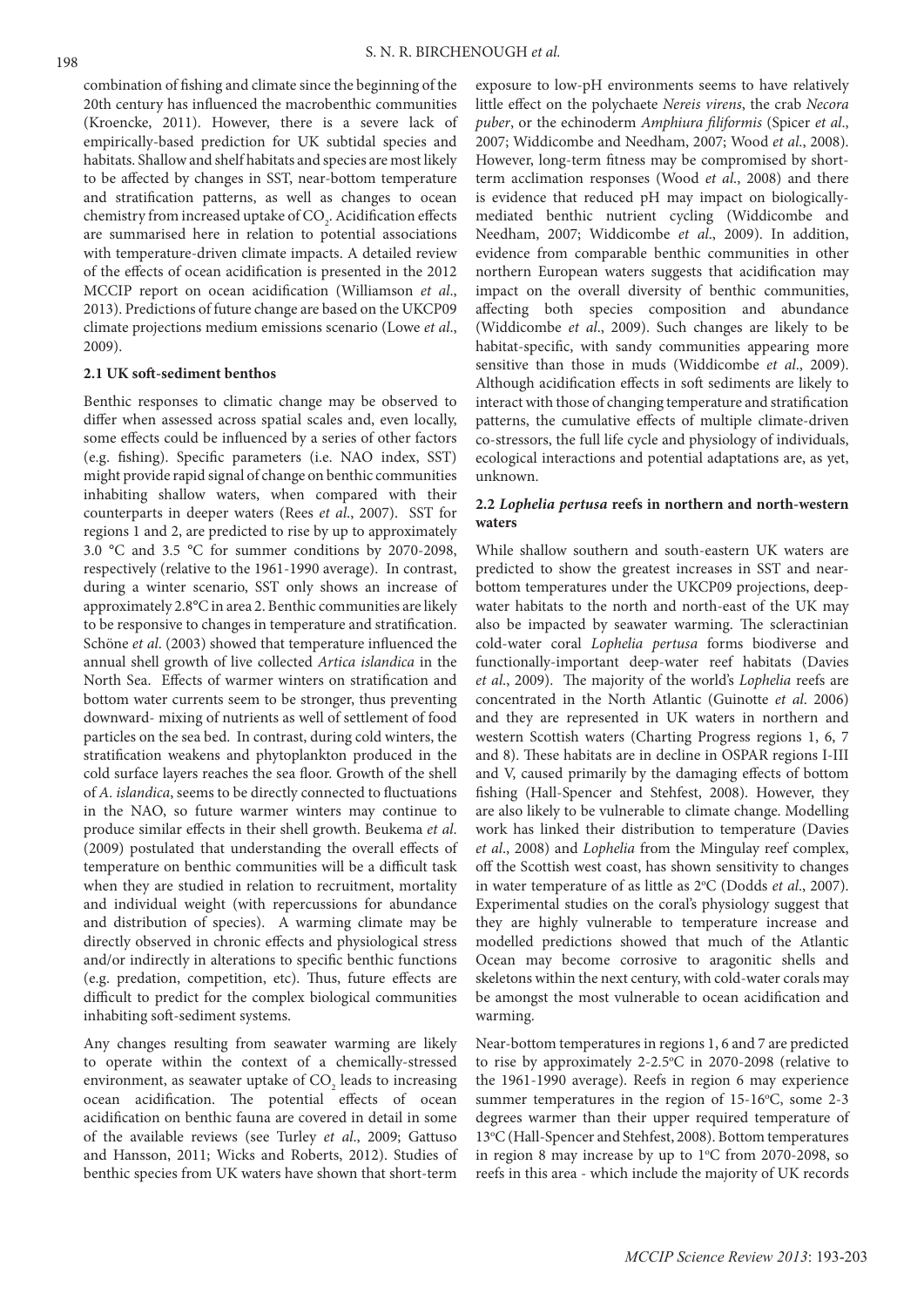combination of fishing and climate since the beginning of the 20th century has influenced the macrobenthic communities (Kroencke, 2011). However, there is a severe lack of empirically-based prediction for UK subtidal species and habitats. Shallow and shelf habitats and species are most likely to be affected by changes in SST, near-bottom temperature and stratification patterns, as well as changes to ocean chemistry from increased uptake of $CO_2$. Acidification effects are summarised here in relation to potential associations with temperature-driven climate impacts. A detailed review of the effects of ocean acidification is presented in the 2012 MCCIP report on ocean acidification (Williamson *et al*., 2013). Predictions of future change are based on the UKCP09 climate projections medium emissions scenario (Lowe *et al*., 2009).

### 2.1 UK soft-sediment benthos

Benthic responses to climatic change may be observed to differ when assessed across spatial scales and, even locally, some effects could be influenced by a series of other factors (e.g. fishing). Specific parameters (i.e. NAO index, SST) might provide rapid signal of change on benthic communities inhabiting shallow waters, when compared with their counterparts in deeper waters (Rees *et al*., 2007). SST for regions 1 and 2, are predicted to rise by up to approximately 3.0 °C and 3.5 °C for summer conditions by 2070-2098, respectively (relative to the 1961-1990 average). In contrast, during a winter scenario, SST only shows an increase of approximately 2.8°C in area 2. Benthic communities are likely to be responsive to changes in temperature and stratification. Schöne *et al*. (2003) showed that temperature influenced the annual shell growth of live collected *Artica islandica* in the North Sea. Effects of warmer winters on stratification and bottom water currents seem to be stronger, thus preventing downward- mixing of nutrients as well of settlement of food particles on the sea bed. In contrast, during cold winters, the stratification weakens and phytoplankton produced in the cold surface layers reaches the sea floor. Growth of the shell of *A. islandica*, seems to be directly connected to fluctuations in the NAO, so future warmer winters may continue to produce similar effects in their shell growth. Beukema *et al*. (2009) postulated that understanding the overall effects of temperature on benthic communities will be a difficult task when they are studied in relation to recruitment, mortality and individual weight (with repercussions for abundance and distribution of species). A warming climate may be directly observed in chronic effects and physiological stress and/or indirectly in alterations to specific benthic functions (e.g. predation, competition, etc). Thus, future effects are difficult to predict for the complex biological communities inhabiting soft-sediment systems.

Any changes resulting from seawater warming are likely to operate within the context of a chemically-stressed environment, as seawater uptake of $CO_2$ leads to increasing ocean acidification. The potential effects of ocean acidification on benthic fauna are covered in detail in some of the available reviews (see Turley *et al*., 2009; Gattuso and Hansson, 2011; Wicks and Roberts, 2012). Studies of benthic species from UK waters have shown that short-term exposure to low-pH environments seems to have relatively little effect on the polychaete *Nereis virens*, the crab *Necora puber*, or the echinoderm *Amphiura filiformis* (Spicer *et al*., 2007; Widdicombe and Needham, 2007; Wood *et al*., 2008). However, long-term fitness may be compromised by short-term acclimation responses (Wood *et al*., 2008) and there is evidence that reduced pH may impact on biologically-mediated benthic nutrient cycling (Widdicombe and Needham, 2007; Widdicombe *et al*., 2009). In addition, evidence from comparable benthic communities in other northern European waters suggests that acidification may impact on the overall diversity of benthic communities, affecting both species composition and abundance (Widdicombe *et al*., 2009). Such changes are likely to be habitat-specific, with sandy communities appearing more sensitive than those in muds (Widdicombe *et al*., 2009). Although acidification effects in soft sediments are likely to interact with those of changing temperature and stratification patterns, the cumulative effects of multiple climate-driven co-stressors, the full life cycle and physiology of individuals, ecological interactions and potential adaptations are, as yet, unknown.

### 2.2 *Lophelia pertusa* reefs in northern and north-western waters

While shallow southern and south-eastern UK waters are predicted to show the greatest increases in SST and near-bottom temperatures under the UKCP09 projections, deep-water habitats to the north and north-east of the UK may also be impacted by seawater warming. The scleractinian cold-water coral *Lophelia pertusa* forms biodiverse and functionally-important deep-water reef habitats (Davies *et al*., 2009). The majority of the world's *Lophelia* reefs are concentrated in the North Atlantic (Guinotte *et al*. 2006) and they are represented in UK waters in northern and western Scottish waters (Charting Progress regions 1, 6, 7 and 8). These habitats are in decline in OSPAR regions I-III and V, caused primarily by the damaging effects of bottom fishing (Hall-Spencer and Stehfest, 2008). However, they are also likely to be vulnerable to climate change. Modelling work has linked their distribution to temperature (Davies *et al*., 2008) and *Lophelia* from the Mingulay reef complex, off the Scottish west coast, has shown sensitivity to changes in water temperature of as little as 2°C (Dodds *et al*., 2007). Experimental studies on the coral's physiology suggest that they are highly vulnerable to temperature increase and modelled predictions showed that much of the Atlantic Ocean may become corrosive to aragonitic shells and skeletons within the next century, with cold-water corals may be amongst the most vulnerable to ocean acidification and warming.

Near-bottom temperatures in regions 1, 6 and 7 are predicted to rise by approximately 2-2.5°C in 2070-2098 (relative to the 1961-1990 average). Reefs in region 6 may experience summer temperatures in the region of 15-16°C, some 2-3 degrees warmer than their upper required temperature of 13°C (Hall-Spencer and Stehfest, 2008). Bottom temperatures in region 8 may increase by up to 1°C from 2070-2098, so reefs in this area - which include the majority of UK records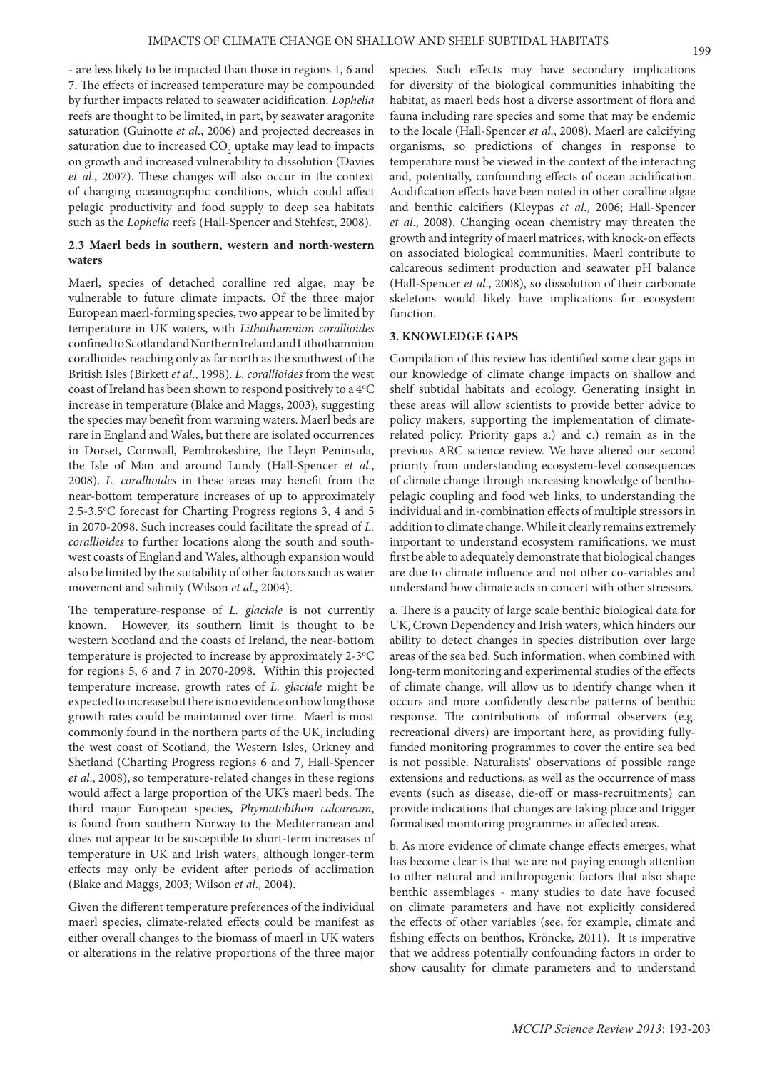- are less likely to be impacted than those in regions 1, 6 and 7. The effects of increased temperature may be compounded by further impacts related to seawater acidification. *Lophelia* reefs are thought to be limited, in part, by seawater aragonite saturation (Guinotte *et al*., 2006) and projected decreases in saturation due to increased $CO_2$ uptake may lead to impacts on growth and increased vulnerability to dissolution (Davies *et al*., 2007). These changes will also occur in the context of changing oceanographic conditions, which could affect pelagic productivity and food supply to deep sea habitats such as the *Lophelia* reefs (Hall-Spencer and Stehfest, 2008).

### 2.3 Maerl beds in southern, western and north-western waters

Maerl, species of detached coralline red algae, may be vulnerable to future climate impacts. Of the three major European maerl-forming species, two appear to be limited by temperature in UK waters, with *Lithothamnion corallioides* confined to Scotland and Northern Ireland and Lithothamnion corallioides reaching only as far north as the southwest of the British Isles (Birkett *et al*., 1998). *L. corallioides* from the west coast of Ireland has been shown to respond positively to a 4°C increase in temperature (Blake and Maggs, 2003), suggesting the species may benefit from warming waters. Maerl beds are rare in England and Wales, but there are isolated occurrences in Dorset, Cornwall, Pembrokeshire, the Lleyn Peninsula, the Isle of Man and around Lundy (Hall-Spencer *et al*., 2008). *L. corallioides* in these areas may benefit from the near-bottom temperature increases of up to approximately 2.5-3.5°C forecast for Charting Progress regions 3, 4 and 5 in 2070-2098. Such increases could facilitate the spread of *L. corallioides* to further locations along the south and south-west coasts of England and Wales, although expansion would also be limited by the suitability of other factors such as water movement and salinity (Wilson *et al*., 2004).

The temperature-response of *L. glaciale* is not currently known. However, its southern limit is thought to be western Scotland and the coasts of Ireland, the near-bottom temperature is projected to increase by approximately 2-3°C for regions 5, 6 and 7 in 2070-2098. Within this projected temperature increase, growth rates of *L. glaciale* might be expected to increase but there is no evidence on how long those growth rates could be maintained over time. Maerl is most commonly found in the northern parts of the UK, including the west coast of Scotland, the Western Isles, Orkney and Shetland (Charting Progress regions 6 and 7, Hall-Spencer *et al*., 2008), so temperature-related changes in these regions would affect a large proportion of the UK's maerl beds. The third major European species, *Phymatolithon calcareum*, is found from southern Norway to the Mediterranean and does not appear to be susceptible to short-term increases of temperature in UK and Irish waters, although longer-term effects may only be evident after periods of acclimation (Blake and Maggs, 2003; Wilson *et al*., 2004).

Given the different temperature preferences of the individual maerl species, climate-related effects could be manifest as either overall changes to the biomass of maerl in UK waters or alterations in the relative proportions of the three major species. Such effects may have secondary implications for diversity of the biological communities inhabiting the habitat, as maerl beds host a diverse assortment of flora and fauna including rare species and some that may be endemic to the locale (Hall-Spencer *et al*., 2008). Maerl are calcifying organisms, so predictions of changes in response to temperature must be viewed in the context of the interacting and, potentially, confounding effects of ocean acidification. Acidification effects have been noted in other coralline algae and benthic calcifiers (Kleypas *et al*., 2006; Hall-Spencer *et al*., 2008). Changing ocean chemistry may threaten the growth and integrity of maerl matrices, with knock-on effects on associated biological communities. Maerl contribute to calcareous sediment production and seawater pH balance (Hall-Spencer *et al*., 2008), so dissolution of their carbonate skeletons would likely have implications for ecosystem function.

## 3. KNOWLEDGE GAPS

Compilation of this review has identified some clear gaps in our knowledge of climate change impacts on shallow and shelf subtidal habitats and ecology. Generating insight in these areas will allow scientists to provide better advice to policy makers, supporting the implementation of climate-related policy. Priority gaps a.) and c.) remain as in the previous ARC science review. We have altered our second priority from understanding ecosystem-level consequences of climate change through increasing knowledge of bentho-pelagic coupling and food web links, to understanding the individual and in-combination effects of multiple stressors in addition to climate change. While it clearly remains extremely important to understand ecosystem ramifications, we must first be able to adequately demonstrate that biological changes are due to climate influence and not other co-variables and understand how climate acts in concert with other stressors.

a. There is a paucity of large scale benthic biological data for UK, Crown Dependency and Irish waters, which hinders our ability to detect changes in species distribution over large areas of the sea bed. Such information, when combined with long-term monitoring and experimental studies of the effects of climate change, will allow us to identify change when it occurs and more confidently describe patterns of benthic response. The contributions of informal observers (e.g. recreational divers) are important here, as providing fully-funded monitoring programmes to cover the entire sea bed is not possible. Naturalists' observations of possible range extensions and reductions, as well as the occurrence of mass events (such as disease, die-off or mass-recruitments) can provide indications that changes are taking place and trigger formalised monitoring programmes in affected areas.

b. As more evidence of climate change effects emerges, what has become clear is that we are not paying enough attention to other natural and anthropogenic factors that also shape benthic assemblages - many studies to date have focused on climate parameters and have not explicitly considered the effects of other variables (see, for example, climate and fishing effects on benthos, Kröncke, 2011). It is imperative that we address potentially confounding factors in order to show causality for climate parameters and to understand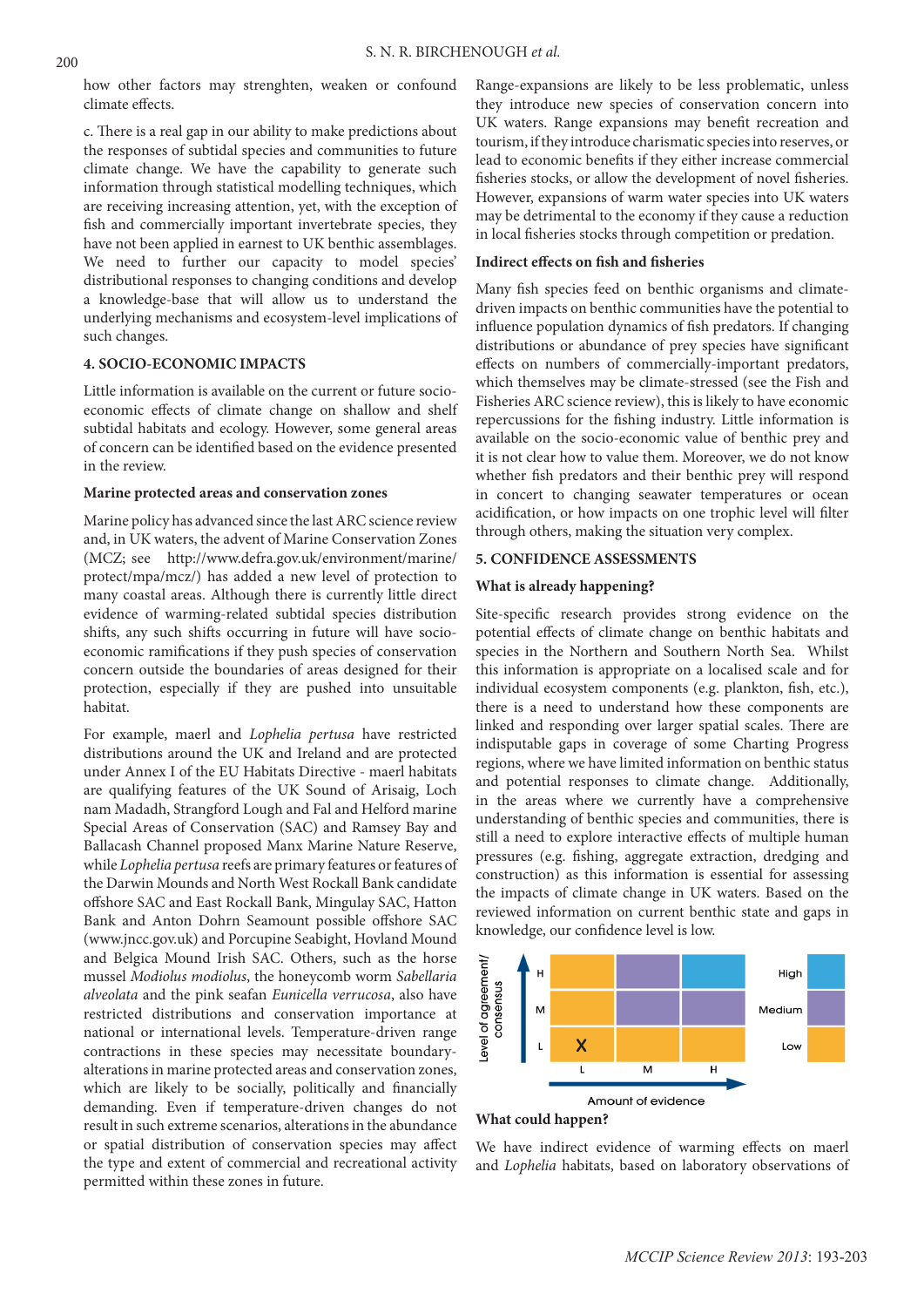how other factors may strenghten, weaken or confound climate effects.

c. There is a real gap in our ability to make predictions about the responses of subtidal species and communities to future climate change. We have the capability to generate such information through statistical modelling techniques, which are receiving increasing attention, yet, with the exception of fish and commercially important invertebrate species, they have not been applied in earnest to UK benthic assemblages. We need to further our capacity to model species' distributional responses to changing conditions and develop a knowledge-base that will allow us to understand the underlying mechanisms and ecosystem-level implications of such changes.

## 4. SOCIO-ECONOMIC IMPACTS

Little information is available on the current or future socio-economic effects of climate change on shallow and shelf subtidal habitats and ecology. However, some general areas of concern can be identified based on the evidence presented in the review.

### Marine protected areas and conservation zones

Marine policy has advanced since the last ARC science review and, in UK waters, the advent of Marine Conservation Zones (MCZ; see http://www.defra.gov.uk/environment/marine/protect/mpa/mcz/) has added a new level of protection to many coastal areas. Although there is currently little direct evidence of warming-related subtidal species distribution shifts, any such shifts occurring in future will have socio-economic ramifications if they push species of conservation concern outside the boundaries of areas designed for their protection, especially if they are pushed into unsuitable habitat.

For example, maerl and *Lophelia pertusa* have restricted distributions around the UK and Ireland and are protected under Annex I of the EU Habitats Directive - maerl habitats are qualifying features of the UK Sound of Arisaig, Loch nam Madadh, Strangford Lough and Fal and Helford marine Special Areas of Conservation (SAC) and Ramsey Bay and Ballacash Channel proposed Manx Marine Nature Reserve, while *Lophelia pertusa* reefs are primary features or features of the Darwin Mounds and North West Rockall Bank candidate offshore SAC and East Rockall Bank, Mingulay SAC, Hatton Bank and Anton Dohrn Seamount possible offshore SAC (www.jncc.gov.uk) and Porcupine Seabight, Hovland Mound and Belgica Mound Irish SAC. Others, such as the horse mussel *Modiolus modiolus*, the honeycomb worm *Sabellaria alveolata* and the pink seafan *Eunicella verrucosa*, also have restricted distributions and conservation importance at national or international levels. Temperature-driven range contractions in these species may necessitate boundary-alterations in marine protected areas and conservation zones, which are likely to be socially, politically and financially demanding. Even if temperature-driven changes do not result in such extreme scenarios, alterations in the abundance or spatial distribution of conservation species may affect the type and extent of commercial and recreational activity permitted within these zones in future.

Range-expansions are likely to be less problematic, unless they introduce new species of conservation concern into UK waters. Range expansions may benefit recreation and tourism, if they introduce charismatic species into reserves, or lead to economic benefits if they either increase commercial fisheries stocks, or allow the development of novel fisheries. However, expansions of warm water species into UK waters may be detrimental to the economy if they cause a reduction in local fisheries stocks through competition or predation.

### Indirect effects on fish and fisheries

Many fish species feed on benthic organisms and climate-driven impacts on benthic communities have the potential to influence population dynamics of fish predators. If changing distributions or abundance of prey species have significant effects on numbers of commercially-important predators, which themselves may be climate-stressed (see the Fish and Fisheries ARC science review), this is likely to have economic repercussions for the fishing industry. Little information is available on the socio-economic value of benthic prey and it is not clear how to value them. Moreover, we do not know whether fish predators and their benthic prey will respond in concert to changing seawater temperatures or ocean acidification, or how impacts on one trophic level will filter through others, making the situation very complex.

## 5. CONFIDENCE ASSESSMENTS

### What is already happening?

Site-specific research provides strong evidence on the potential effects of climate change on benthic habitats and species in the Northern and Southern North Sea. Whilst this information is appropriate on a localised scale and for individual ecosystem components (e.g. plankton, fish, etc.), there is a need to understand how these components are linked and responding over larger spatial scales. There are indisputable gaps in coverage of some Charting Progress regions, where we have limited information on benthic status and potential responses to climate change. Additionally, in the areas where we currently have a comprehensive understanding of benthic species and communities, there is still a need to explore interactive effects of multiple human pressures (e.g. fishing, aggregate extraction, dredging and construction) as this information is essential for assessing the impacts of climate change in UK waters. Based on the reviewed information on current benthic state and gaps in knowledge, our confidence level is low.

| Level of agreement/consensus | L | M | H |
|---|---|---|---|
| H | | | |
| M | | | |
| L | X | | |

Amount of evidence (L, M, H); confidence: High, Medium, Low

### What could happen?

We have indirect evidence of warming effects on maerl and *Lophelia* habitats, based on laboratory observations of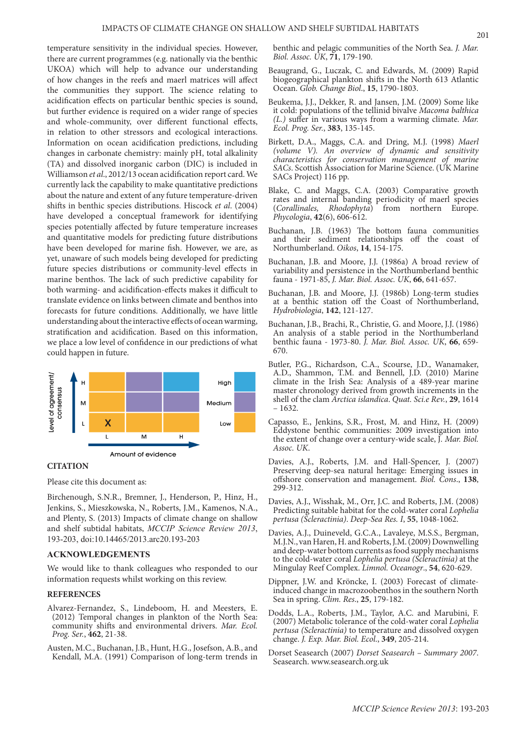temperature sensitivity in the individual species. However, there are current programmes (e.g. nationally via the benthic UKOA) which will help to advance our understanding of how changes in the reefs and maerl matrices will affect the communities they support. The science relating to acidification effects on particular benthic species is sound, but further evidence is required on a wider range of species and whole-community, over different functional effects, in relation to other stressors and ecological interactions. Information on ocean acidification predictions, including changes in carbonate chemistry: mainly pH, total alkalinity (TA) and dissolved inorganic carbon (DIC) is included in Williamson *et al*., 2012/13 ocean acidification report card. We currently lack the capability to make quantitative predictions about the nature and extent of any future temperature-driven shifts in benthic species distributions. Hiscock *et al*. (2004) have developed a conceptual framework for identifying species potentially affected by future temperature increases and quantitative models for predicting future distributions have been developed for marine fish. However, we are, as yet, unaware of such models being developed for predicting future species distributions or community-level effects in marine benthos. The lack of such predictive capability for both warming- and acidification-effects makes it difficult to translate evidence on links between climate and benthos into forecasts for future conditions. Additionally, we have little understanding about the interactive effects of ocean warming, stratification and acidification. Based on this information, we place a low level of confidence in our predictions of what could happen in future.

| Level of agreement/ consensus | L (Amount of evidence) | M | H |
|---|---|---|---|
| H | | | |
| M | | | |
| L | X | | |

Key: High, Medium, Low. Axes: Level of agreement/consensus (vertical); Amount of evidence (horizontal).

## CITATION

Please cite this document as:

Birchenough, S.N.R., Bremner, J., Henderson, P., Hinz, H., Jenkins, S., Mieszkowska, N., Roberts, J.M., Kamenos, N.A., and Plenty, S. (2013) Impacts of climate change on shallow and shelf subtidal habitats, *MCCIP Science Review 2013*, 193-203, doi:10.14465/2013.arc20.193-203

## ACKNOWLEDGEMENTS

We would like to thank colleagues who responded to our information requests whilst working on this review.

## REFERENCES

Alvarez-Fernandez, S., Lindeboom, H. and Meesters, E. (2012) Temporal changes in plankton of the North Sea: community shifts and environmental drivers. *Mar. Ecol. Prog. Ser.*, **462**, 21-38.

Austen, M.C., Buchanan, J.B., Hunt, H.G., Josefson, A.B., and Kendall, M.A. (1991) Comparison of long-term trends in benthic and pelagic communities of the North Sea. *J. Mar. Biol. Assoc. UK*, **71**, 179-190.

Beaugrand, G., Luczak, C. and Edwards, M. (2009) Rapid biogeographical plankton shifts in the North 613 Atlantic Ocean. *Glob. Change Biol*., **15**, 1790-1803.

Beukema, J.J., Dekker, R. and Jansen, J.M. (2009) Some like it cold: populations of the tellinid bivalve *Macoma balthica (L.)* suffer in various ways from a warming climate. *Mar. Ecol. Prog. Ser.*, **383**, 135-145.

Birkett, D.A., Maggs, C.A. and Dring, M.J. (1998) *Maerl (volume V). An overview of dynamic and sensitivity characteristics for conservation management of marine SACs*. Scottish Association for Marine Science. (UK Marine SACs Project) 116 pp.

Blake, C. and Maggs, C.A. (2003) Comparative growth rates and internal banding periodicity of maerl species (*Corallinales, Rhodophyta*) from northern Europe. *Phycologia*, **42**(6), 606-612.

Buchanan, J.B. (1963) The bottom fauna communities and their sediment relationships off the coast of Northumberland. *Oikos*, **14**, 154-175.

Buchanan, J.B. and Moore, J.J. (1986a) A broad review of variability and persistence in the Northumberland benthic fauna - 1971-85, *J. Mar. Biol. Assoc. UK*, **66**, 641-657.

Buchanan, J.B. and Moore, J.J. (1986b) Long-term studies at a benthic station off the Coast of Northumberland, *Hydrobiologia*, **142**, 121-127.

Buchanan, J.B., Brachi, R., Christie, G. and Moore, J.J. (1986) An analysis of a stable period in the Northumberland benthic fauna - 1973-80. *J. Mar. Biol. Assoc. UK*, **66**, 659-670.

Butler, P.G., Richardson, C.A., Scourse, J.D., Wanamaker, A.D., Shammon, T.M. and Bennell, J.D. (2010) Marine climate in the Irish Sea: Analysis of a 489-year marine master chronology derived from growth increments in the shell of the clam *Arctica islandica*. *Quat. Sci.e Rev.*, **29**, 1614 – 1632.

Capasso, E., Jenkins, S.R., Frost, M. and Hinz, H. (2009) Eddystone benthic communities: 2009 investigation into the extent of change over a century-wide scale, J. *Mar. Biol. Assoc. UK*.

Davies, A.J., Roberts, J.M. and Hall-Spencer, J. (2007) Preserving deep-sea natural heritage: Emerging issues in offshore conservation and management. *Biol. Cons*., **138**, 299-312.

Davies, A.J., Wisshak, M., Orr, J.C. and Roberts, J.M. (2008) Predicting suitable habitat for the cold-water coral *Lophelia pertusa (Scleractinia)*. *Deep-Sea Res. I*, **55**, 1048-1062.

Davies, A.J., Duineveld, G.C.A., Lavaleye, M.S.S., Bergman, M.J.N., van Haren, H. and Roberts, J.M. (2009) Downwelling and deep-water bottom currents as food supply mechanisms to the cold-water coral *Lophelia pertusa (Scleractinia)* at the Mingulay Reef Complex. *Limnol. Oceanogr*., **54**, 620-629.

Dippner, J.W. and Kröncke, I. (2003) Forecast of climate-induced change in macrozoobenthos in the southern North Sea in spring. *Clim. Res*., **25**, 179-182.

Dodds, L.A., Roberts, J.M., Taylor, A.C. and Marubini, F. (2007) Metabolic tolerance of the cold-water coral *Lophelia pertusa (Scleractinia)* to temperature and dissolved oxygen change. *J. Exp. Mar. Biol. Ecol*., **349**, 205-214.

Dorset Seasearch (2007) *Dorset Seasearch – Summary 2007*. Seasearch. www.seasearch.org.uk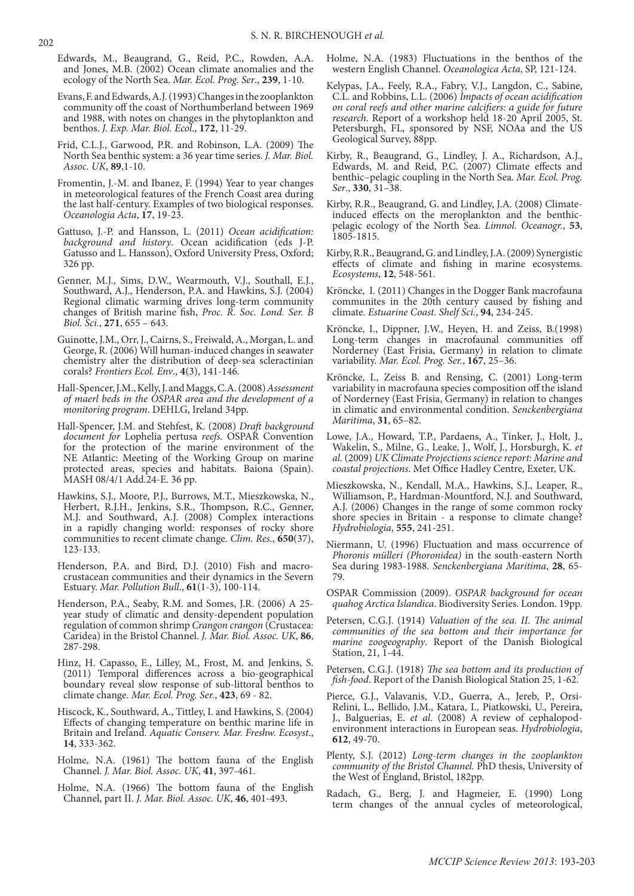Edwards, M., Beaugrand, G., Reid, P.C., Rowden, A.A. and Jones, M.B. (2002) Ocean climate anomalies and the ecology of the North Sea. *Mar. Ecol. Prog. Ser*., **239**, 1-10.

Evans, F. and Edwards, A.J. (1993) Changes in the zooplankton community off the coast of Northumberland between 1969 and 1988, with notes on changes in the phytoplankton and benthos. *J. Exp. Mar. Biol. Ecol*., **172**, 11-29.

Frid, C.L.J., Garwood, P.R. and Robinson, L.A. (2009) The North Sea benthic system: a 36 year time series. *J. Mar. Biol. Assoc. UK*, **89**,1-10.

Fromentin, J.-M. and Ibanez, F. (1994) Year to year changes in meteorological features of the French Coast area during the last half-century. Examples of two biological responses. *Oceanologia Acta*, **17**, 19-23.

Gattuso, J.-P. and Hansson, L. (2011) *Ocean acidification: background and history*. Ocean acidification (eds J-P. Gatusso and L. Hansson), Oxford University Press, Oxford; 326 pp.

Genner, M.J., Sims, D.W., Wearmouth, V.J., Southall, E.J., Southward, A.J., Henderson, P.A. and Hawkins, S.J. (2004) Regional climatic warming drives long-term community changes of British marine fish, *Proc. R. Soc. Lond. Ser. B Biol. Sci.*, **271**, 655 – 643.

Guinotte, J.M., Orr, J., Cairns, S., Freiwald, A., Morgan, L. and George, R. (2006) Will human-induced changes in seawater chemistry alter the distribution of deep-sea scleractinian corals? *Frontiers Ecol. Env*., **4**(3), 141-146.

Hall-Spencer, J.M., Kelly, J. and Maggs, C.A. (2008) *Assessment of maerl beds in the OSPAR area and the development of a monitoring program*. DEHLG, Ireland 34pp.

Hall-Spencer, J.M. and Stehfest, K. (2008) *Draft background document for* Lophelia pertusa *reefs.* OSPAR Convention for the protection of the marine environment of the NE Atlantic: Meeting of the Working Group on marine protected areas, species and habitats. Baiona (Spain). MASH 08/4/1 Add.24-E. 36 pp.

Hawkins, S.J., Moore, P.J., Burrows, M.T., Mieszkowska, N., Herbert, R.J.H., Jenkins, S.R., Thompson, R.C., Genner, M.J. and Southward, A.J. (2008) Complex interactions in a rapidly changing world: responses of rocky shore communities to recent climate change. *Clim. Res.*, **650**(37), 123-133.

Henderson, P.A. and Bird, D.J. (2010) Fish and macro-crustacean communities and their dynamics in the Severn Estuary. *Mar. Pollution Bull*., **61**(1-3), 100-114.

Henderson, P.A., Seaby, R.M. and Somes, J.R. (2006) A 25-year study of climatic and density-dependent population regulation of common shrimp *Crangon crangon* (Crustacea: Caridea) in the Bristol Channel. *J. Mar. Biol. Assoc. UK*, **86**, 287-298.

Hinz, H. Capasso, E., Lilley, M., Frost, M. and Jenkins, S. (2011) Temporal differences across a bio-geographical boundary reveal slow response of sub-littoral benthos to climate change. *Mar. Ecol. Prog. Ser.*, **423**, 69 - 82.

Hiscock, K., Southward, A., Tittley, I. and Hawkins, S. (2004) Effects of changing temperature on benthic marine life in Britain and Ireland. *Aquatic Conserv. Mar. Freshw. Ecosyst*., **14**, 333-362.

Holme, N.A. (1961) The bottom fauna of the English Channel. *J. Mar. Biol. Assoc. UK*, **41**, 397-461.

Holme, N.A. (1966) The bottom fauna of the English Channel, part II. *J. Mar. Biol. Assoc. UK*, **46**, 401-493.

Holme, N.A. (1983) Fluctuations in the benthos of the western English Channel. *Oceanologica Acta*, SP, 121-124.

Kelypas, J.A., Feely, R.A., Fabry, V.J., Langdon, C., Sabine, C.L. and Robbins, L.L. (2006) *Impacts of ocean acidification on coral reefs and other marine calcifiers: a guide for future research.* Report of a workshop held 18-20 April 2005, St. Petersburgh, FL, sponsored by NSF, NOAa and the US Geological Survey, 88pp.

Kirby, R., Beaugrand, G., Lindley, J. A., Richardson, A.J., Edwards, M. and Reid, P.C. (2007) Climate effects and benthic–pelagic coupling in the North Sea. *Mar. Ecol. Prog. Ser*., **330**, 31–38.

Kirby, R.R., Beaugrand, G. and Lindley, J.A. (2008) Climate-induced effects on the meroplankton and the benthic-pelagic ecology of the North Sea. *Limnol. Oceanogr.*, **53**, 1805-1815.

Kirby, R.R., Beaugrand, G. and Lindley, J.A. (2009) Synergistic effects of climate and fishing in marine ecosystems. *Ecosystems*, **12**, 548-561.

Kröncke, I. (2011) Changes in the Dogger Bank macrofauna communites in the 20th century caused by fishing and climate. *Estuarine Coast. Shelf Sci.*, **94**, 234-245.

Kröncke, I., Dippner, J.W., Heyen, H. and Zeiss, B.(1998) Long-term changes in macrofaunal communities off Norderney (East Frisia, Germany) in relation to climate variability. *Mar. Ecol. Prog. Ser.*, **167**, 25–36.

Kröncke, I., Zeiss B. and Rensing, C. (2001) Long-term variability in macrofauna species composition off the island of Norderney (East Frisia, Germany) in relation to changes in climatic and environmental condition. *Senckenbergiana Maritima*, **31**, 65–82.

Lowe, J.A., Howard, T.P., Pardaens, A., Tinker, J., Holt, J., Wakelin, S., Milne, G., Leake, J., Wolf, J., Horsburgh, K. *et al.* (2009) *UK Climate Projections science report: Marine and coastal projections*. Met Office Hadley Centre, Exeter, UK.

Mieszkowska, N., Kendall, M.A., Hawkins, S.J., Leaper, R., Williamson, P., Hardman-Mountford, N.J. and Southward, A.J. (2006) Changes in the range of some common rocky shore species in Britain - a response to climate change? *Hydrobiologia*, **555**, 241-251.

Niermann, U. (1996) Fluctuation and mass occurrence of *Phoronis mülleri (Phoronidea)* in the south-eastern North Sea during 1983-1988. *Senckenbergiana Maritima*, **28**, 65-79.

OSPAR Commission (2009). *OSPAR background for ocean quahog Arctica Islandica*. Biodiversity Series. London. 19pp.

Petersen, C.G.J. (1914) *Valuation of the sea. II. The animal communities of the sea bottom and their importance for marine zoogeography*. Report of the Danish Biological Station, 21, 1-44.

Petersen, C.G.J. (1918) *The sea bottom and its production of fish-food*. Report of the Danish Biological Station 25, 1-62.

Pierce, G.J., Valavanis, V.D., Guerra, A., Jereb, P., Orsi-Relini, L., Bellido, J.M., Katara, I., Piatkowski, U., Pereira, J., Balguerias, E. *et al.* (2008) A review of cephalopod-environment interactions in European seas. *Hydrobiologia*, **612**, 49-70.

Plenty, S.J. (2012) *Long-term changes in the zooplankton community of the Bristol Channel.* PhD thesis, University of the West of England, Bristol, 182pp.

Radach, G., Berg, J. and Hagmeier, E. (1990) Long term changes of the annual cycles of meteorological,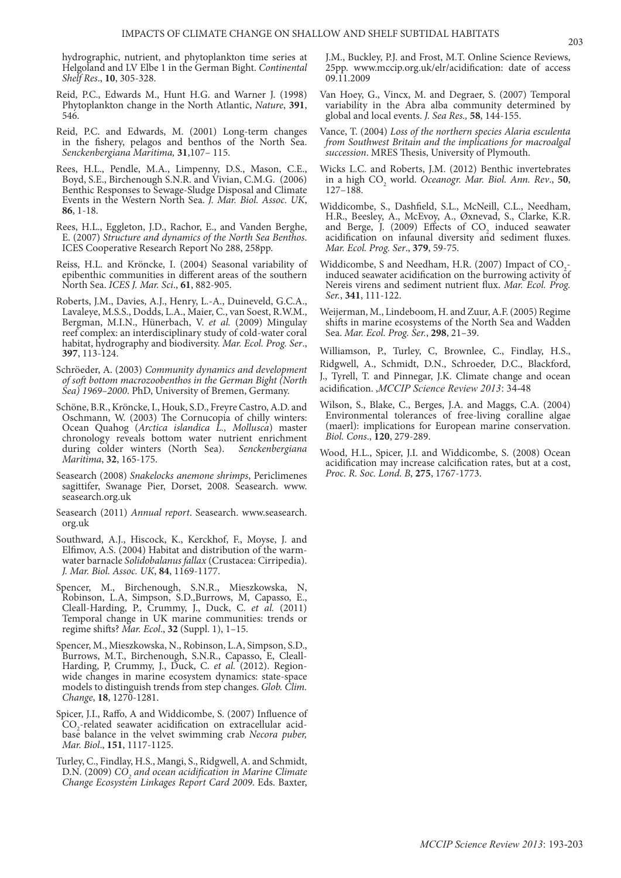hydrographic, nutrient, and phytoplankton time series at Helgoland and LV Elbe 1 in the German Bight. *Continental Shelf Res*., **10**, 305-328.

Reid, P.C., Edwards M., Hunt H.G. and Warner J. (1998) Phytoplankton change in the North Atlantic, *Nature*, **391**, 546.

Reid, P.C. and Edwards, M. (2001) Long-term changes in the fishery, pelagos and benthos of the North Sea. *Senckenbergiana Maritima,* **31**,107– 115.

Rees, H.L., Pendle, M.A., Limpenny, D.S., Mason, C.E., Boyd, S.E., Birchenough S.N.R. and Vivian, C.M.G. (2006) Benthic Responses to Sewage-Sludge Disposal and Climate Events in the Western North Sea. *J. Mar. Biol. Assoc. UK*, **86**, 1-18.

Rees, H.L., Eggleton, J.D., Rachor, E., and Vanden Berghe, E. (2007) *Structure and dynamics of the North Sea Benthos*. ICES Cooperative Research Report No 288, 258pp.

Reiss, H.L. and Kröncke, I. (2004) Seasonal variability of epibenthic communities in different areas of the southern North Sea. *ICES J. Mar. Sci*., **61**, 882-905.

Roberts, J.M., Davies, A.J., Henry, L.-A., Duineveld, G.C.A., Lavaleye, M.S.S., Dodds, L.A., Maier, C., van Soest, R.W.M., Bergman, M.I.N., Hünerbach, V. *et al.* (2009) Mingulay reef complex: an interdisciplinary study of cold-water coral habitat, hydrography and biodiversity. *Mar. Ecol. Prog. Ser*., **397**, 113-124.

Schröeder, A. (2003) *Community dynamics and development of soft bottom macrozoobenthos in the German Bight (North Sea) 1969–2000*. PhD, University of Bremen, Germany.

Schöne, B.R., Kröncke, I., Houk, S.D., Freyre Castro, A.D. and Oschmann, W. (2003) The Cornucopia of chilly winters: Ocean Quahog (*Arctica islandica L., Mollusca*) master chronology reveals bottom water nutrient enrichment during colder winters (North Sea). *Senckenbergiana Maritima*, **32**, 165-175.

Seasearch (2008) *Snakelocks anemone shrimps*, Periclimenes sagittifer, Swanage Pier, Dorset, 2008. Seasearch. www.seasearch.org.uk

Seasearch (2011) *Annual report*. Seasearch. www.seasearch.org.uk

Southward, A.J., Hiscock, K., Kerckhof, F., Moyse, J. and Elfimov, A.S. (2004) Habitat and distribution of the warm-water barnacle *Solidobalanus fallax* (Crustacea: Cirripedia). *J. Mar. Biol. Assoc. UK*, **84**, 1169-1177.

Spencer, M., Birchenough, S.N.R., Mieszkowska, N, Robinson, L.A, Simpson, S.D.,Burrows, M, Capasso, E., Cleall-Harding, P., Crummy, J., Duck, C. *et al.* (2011) Temporal change in UK marine communities: trends or regime shifts? *Mar. Ecol*., **32** (Suppl. 1), 1–15.

Spencer, M., Mieszkowska, N., Robinson, L.A, Simpson, S.D., Burrows, M.T., Birchenough, S.N.R., Capasso, E, Cleall-Harding, P, Crummy, J., Duck, C. *et al.* (2012). Region-wide changes in marine ecosystem dynamics: state-space models to distinguish trends from step changes. *Glob. Clim. Change*, **18**, 1270-1281.

Spicer, J.I., Raffo, A and Widdicombe, S. (2007) Influence of $CO_2$-related seawater acidification on extracellular acid-base balance in the velvet swimming crab *Necora puber, Mar. Biol*., **151**, 1117-1125.

Turley, C., Findlay, H.S., Mangi, S., Ridgwell, A. and Schmidt, D.N. (2009) *$CO_2$ and ocean acidification in Marine Climate Change Ecosystem Linkages Report Card 2009*. Eds. Baxter, J.M., Buckley, P.J. and Frost, M.T. Online Science Reviews, 25pp. www.mccip.org.uk/elr/acidification: date of access 09.11.2009

Van Hoey, G., Vincx, M. and Degraer, S. (2007) Temporal variability in the Abra alba community determined by global and local events. *J. Sea Res.,* **58**, 144-155.

Vance, T. (2004) *Loss of the northern species Alaria esculenta from Southwest Britain and the implications for macroalgal succession*. MRES Thesis, University of Plymouth.

Wicks L.C. and Roberts, J.M. (2012) Benthic invertebrates in a high $CO_2$ world. *Oceanogr. Mar. Biol. Ann. Rev*., **50**, 127–188.

Widdicombe, S., Dashfield, S.L., McNeill, C.L., Needham, H.R., Beesley, A., McEvoy, A., Øxnevad, S., Clarke, K.R. and Berge, J. (2009) Effects of $CO_2$ induced seawater acidification on infaunal diversity and sediment fluxes. *Mar. Ecol. Prog. Ser*., **379**, 59-75.

Widdicombe, S and Needham, H.R. (2007) Impact of $CO_2$-induced seawater acidification on the burrowing activity of Nereis virens and sediment nutrient flux. *Mar. Ecol. Prog. Ser.*, **341**, 111-122.

Weijerman, M., Lindeboom, H. and Zuur, A.F. (2005) Regime shifts in marine ecosystems of the North Sea and Wadden Sea. *Mar. Ecol. Prog. Ser.*, **298**, 21–39.

Williamson, P., Turley, C, Brownlee, C., Findlay, H.S., Ridgwell, A., Schmidt, D.N., Schroeder, D.C., Blackford, J., Tyrell, T. and Pinnegar, J.K. Climate change and ocean acidification. ,*MCCIP Science Review 2013*: 34-48

Wilson, S., Blake, C., Berges, J.A. and Maggs, C.A. (2004) Environmental tolerances of free-living coralline algae (maerl): implications for European marine conservation. *Biol. Cons*., **120**, 279-289.

Wood, H.L., Spicer, J.I. and Widdicombe, S. (2008) Ocean acidification may increase calcification rates, but at a cost, *Proc. R. Soc. Lond. B*, **275**, 1767-1773.